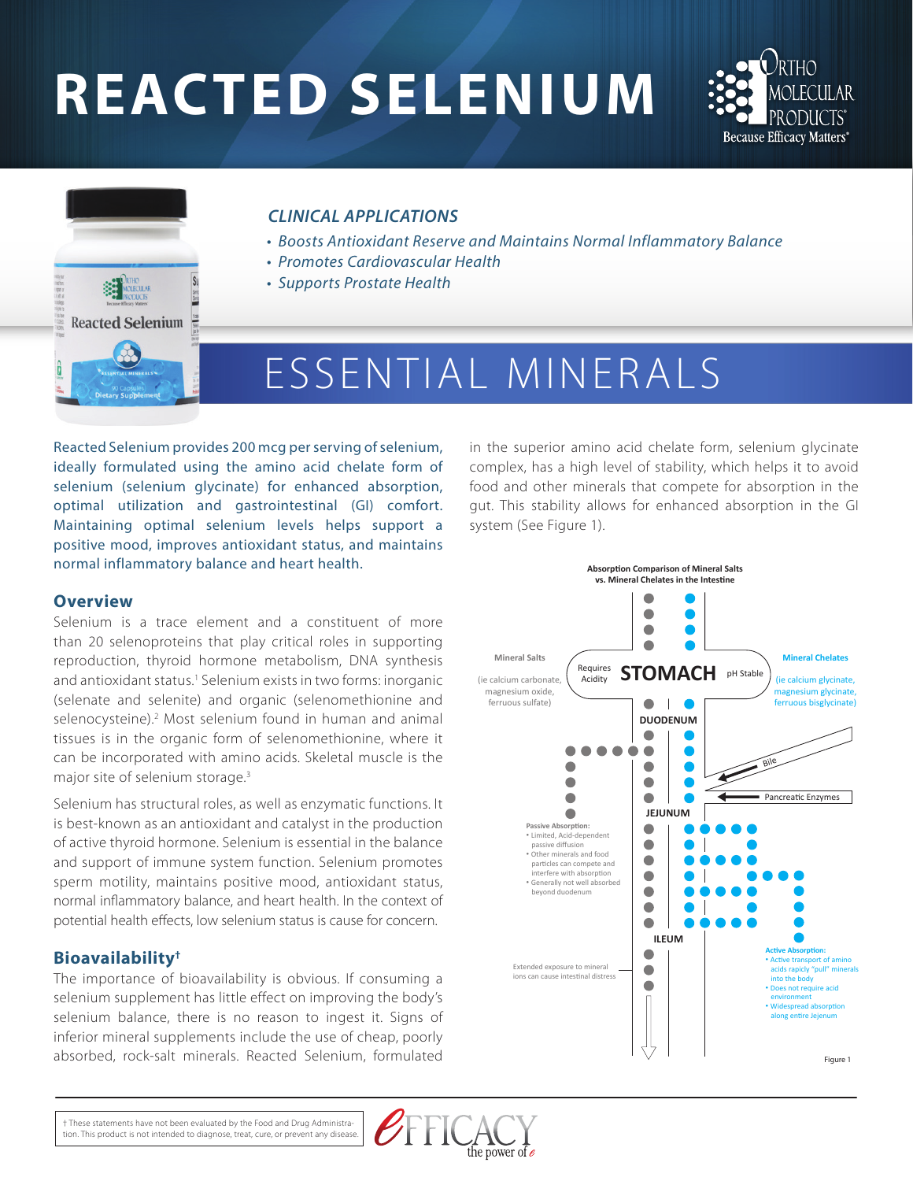# REACTED SELENIUM

### *CLINICAL APPLICATIONS*

- *Boosts Antioxidant Reserve and Maintains Normal Inflammatory Balance*
- *Promotes Cardiovascular Health*
- *Supports Prostate Health*

## ESSENTIAL MINERALS

Reacted Selenium provides 200 mcg per serving of selenium, ideally formulated using the amino acid chelate form of selenium (selenium glycinate) for enhanced absorption, optimal utilization and gastrointestinal (GI) comfort. Maintaining optimal selenium levels helps support a positive mood, improves antioxidant status, and maintains normal inflammatory balance and heart health.

### Overview

Selenium is a trace element and a constituent of more than 20 selenoproteins that play critical roles in supporting reproduction, thyroid hormone metabolism, DNA synthesis and antioxidant status.[1] Selenium exists in two forms: inorganic (selenate and selenite) and organic (selenomethionine and selenocysteine).[2] Most selenium found in human and animal tissues is in the organic form of selenomethionine, where it can be incorporated with amino acids. Skeletal muscle is the major site of selenium storage.[3]

Selenium has structural roles, as well as enzymatic functions. It is best-known as an antioxidant and catalyst in the production of active thyroid hormone. Selenium is essential in the balance and support of immune system function. Selenium promotes sperm motility, maintains positive mood, antioxidant status, normal inflammatory balance, and heart health. In the context of potential health effects, low selenium status is cause for concern.

### Bioavailability†

The importance of bioavailability is obvious. If consuming a selenium supplement has little effect on improving the body's selenium balance, there is no reason to ingest it. Signs of inferior mineral supplements include the use of cheap, poorly absorbed, rock-salt minerals. Reacted Selenium, formulated in the superior amino acid chelate form, selenium glycinate complex, has a high level of stability, which helps it to avoid food and other minerals that compete for absorption in the gut. This stability allows for enhanced absorption in the GI system (See Figure 1).

**Absorption Comparison of Mineral Salts vs. Mineral Chelates in the Intestine**

Mineral Salts (ie calcium carbonate, magnesium oxide, ferrous sulfate) — Requires Acidity — STOMACH — pH Stable — Mineral Chelates (ie calcium glycinate, magnesium glycinate, ferrous bisglycinate)

DUODENUM — Bile — Pancreatic Enzymes

JEJUNUM

Passive Absorption:
- Limited, Acid-dependent passive diffusion
- Other minerals and food particles can compete and interfere with absorption
- Generally not well absorbed beyond duodenum

ILEUM

Extended exposure to mineral ions can cause intestinal distress

Active Absorption:
- Active transport of amino acids rapidly "pull" minerals into the body
- Does not require acid environment
- Widespread absorption along entire Jejenum

Figure 1

† These statements have not been evaluated by the Food and Drug Administration. This product is not intended to diagnose, treat, cure, or prevent any disease.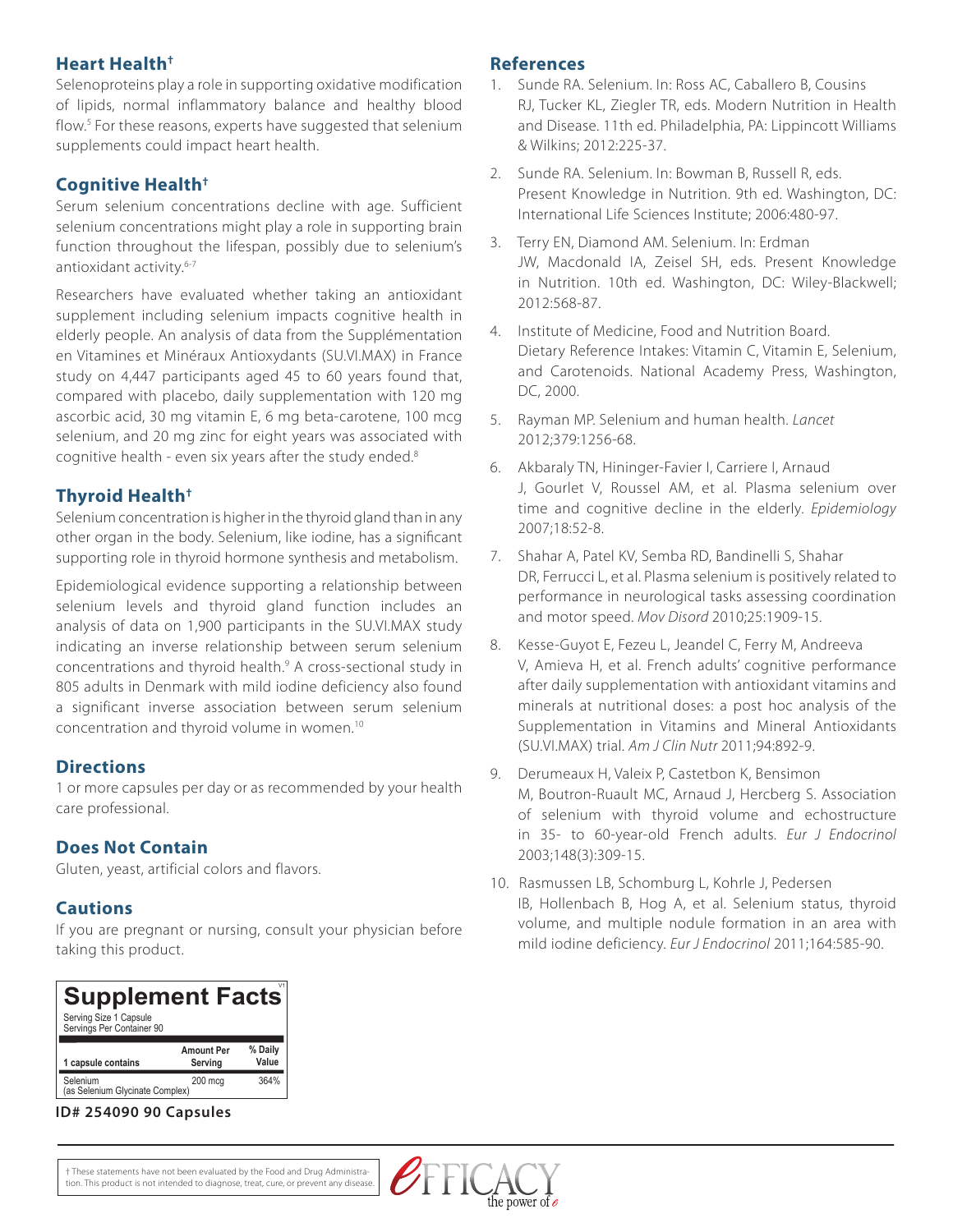## Heart Health†

Selenoproteins play a role in supporting oxidative modification of lipids, normal inflammatory balance and healthy blood flow.[5] For these reasons, experts have suggested that selenium supplements could impact heart health.

## Cognitive Health†

Serum selenium concentrations decline with age. Sufficient selenium concentrations might play a role in supporting brain function throughout the lifespan, possibly due to selenium's antioxidant activity.[6-7]

Researchers have evaluated whether taking an antioxidant supplement including selenium impacts cognitive health in elderly people. An analysis of data from the Supplémentation en Vitamines et Minéraux Antioxydants (SU.VI.MAX) in France study on 4,447 participants aged 45 to 60 years found that, compared with placebo, daily supplementation with 120 mg ascorbic acid, 30 mg vitamin E, 6 mg beta-carotene, 100 mcg selenium, and 20 mg zinc for eight years was associated with cognitive health - even six years after the study ended.[8]

## Thyroid Health†

Selenium concentration is higher in the thyroid gland than in any other organ in the body. Selenium, like iodine, has a significant supporting role in thyroid hormone synthesis and metabolism.

Epidemiological evidence supporting a relationship between selenium levels and thyroid gland function includes an analysis of data on 1,900 participants in the SU.VI.MAX study indicating an inverse relationship between serum selenium concentrations and thyroid health.[9] A cross-sectional study in 805 adults in Denmark with mild iodine deficiency also found a significant inverse association between serum selenium concentration and thyroid volume in women.[10]

## Directions

1 or more capsules per day or as recommended by your health care professional.

## Does Not Contain

Gluten, yeast, artificial colors and flavors.

## Cautions

If you are pregnant or nursing, consult your physician before taking this product.

**Supplement Facts**

Serving Size 1 Capsule
Servings Per Container 90

| 1 capsule contains | Amount Per Serving | % Daily Value |
|---|---|---|
| Selenium (as Selenium Glycinate Complex) | 200 mcg | 364% |

**ID# 254090 90 Capsules**

## References

1. Sunde RA. Selenium. In: Ross AC, Caballero B, Cousins RJ, Tucker KL, Ziegler TR, eds. Modern Nutrition in Health and Disease. 11th ed. Philadelphia, PA: Lippincott Williams & Wilkins; 2012:225-37.
2. Sunde RA. Selenium. In: Bowman B, Russell R, eds. Present Knowledge in Nutrition. 9th ed. Washington, DC: International Life Sciences Institute; 2006:480-97.
3. Terry EN, Diamond AM. Selenium. In: Erdman JW, Macdonald IA, Zeisel SH, eds. Present Knowledge in Nutrition. 10th ed. Washington, DC: Wiley-Blackwell; 2012:568-87.
4. Institute of Medicine, Food and Nutrition Board. Dietary Reference Intakes: Vitamin C, Vitamin E, Selenium, and Carotenoids. National Academy Press, Washington, DC, 2000.
5. Rayman MP. Selenium and human health. *Lancet* 2012;379:1256-68.
6. Akbaraly TN, Hininger-Favier I, Carriere I, Arnaud J, Gourlet V, Roussel AM, et al. Plasma selenium over time and cognitive decline in the elderly. *Epidemiology* 2007;18:52-8.
7. Shahar A, Patel KV, Semba RD, Bandinelli S, Shahar DR, Ferrucci L, et al. Plasma selenium is positively related to performance in neurological tasks assessing coordination and motor speed. *Mov Disord* 2010;25:1909-15.
8. Kesse-Guyot E, Fezeu L, Jeandel C, Ferry M, Andreeva V, Amieva H, et al. French adults' cognitive performance after daily supplementation with antioxidant vitamins and minerals at nutritional doses: a post hoc analysis of the Supplementation in Vitamins and Mineral Antioxidants (SU.VI.MAX) trial. *Am J Clin Nutr* 2011;94:892-9.
9. Derumeaux H, Valeix P, Castetbon K, Bensimon M, Boutron-Ruault MC, Arnaud J, Hercberg S. Association of selenium with thyroid volume and echostructure in 35- to 60-year-old French adults. *Eur J Endocrinol* 2003;148(3):309-15.
10. Rasmussen LB, Schomburg L, Kohrle J, Pedersen IB, Hollenbach B, Hog A, et al. Selenium status, thyroid volume, and multiple nodule formation in an area with mild iodine deficiency. *Eur J Endocrinol* 2011;164:585-90.

† These statements have not been evaluated by the Food and Drug Administration. This product is not intended to diagnose, treat, cure, or prevent any disease.

EFFICACY the power of e